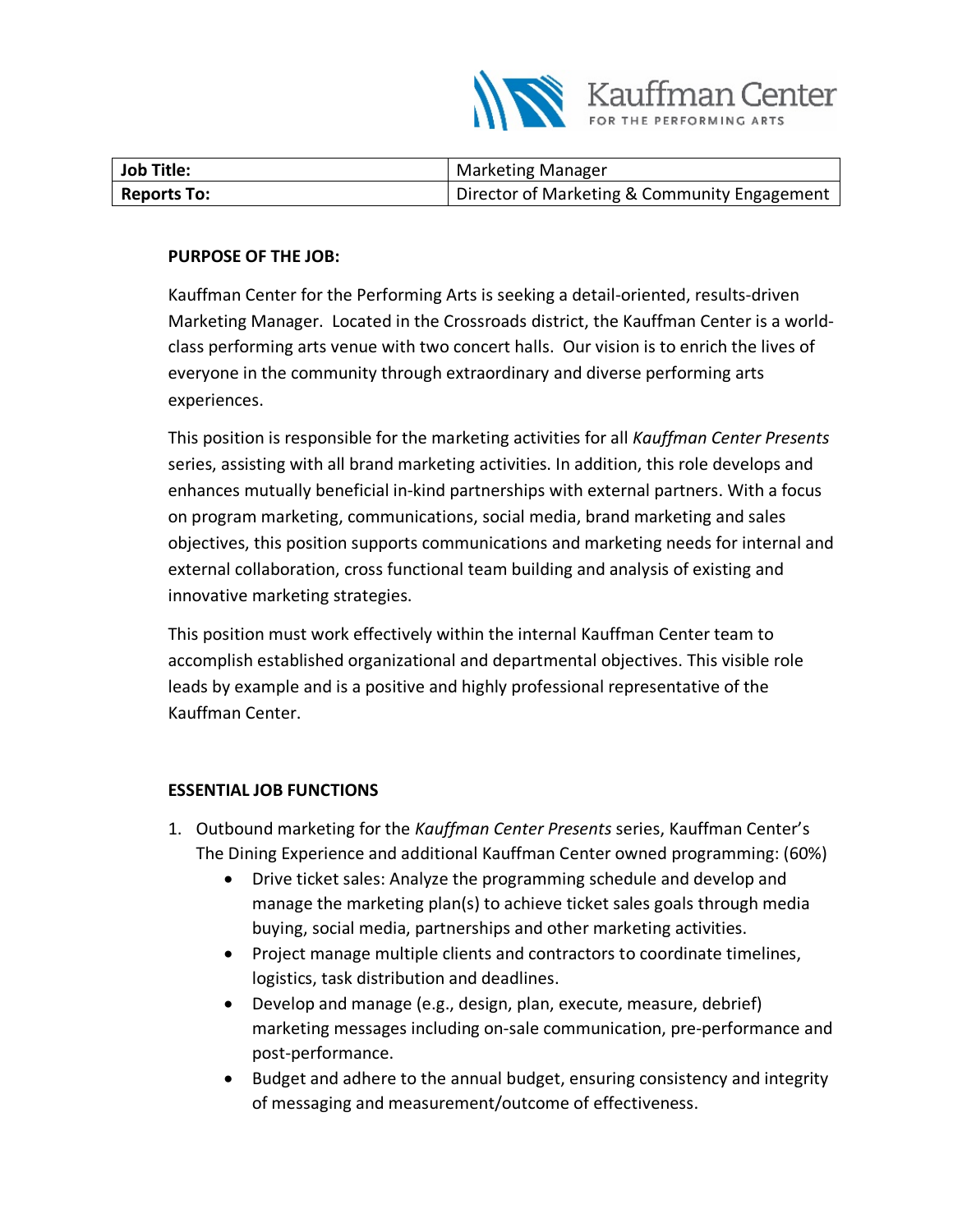| **Job Title:** | Marketing Manager |
| --- | --- |
| **Reports To:** | Director of Marketing & Community Engagement |

**PURPOSE OF THE JOB:**

Kauffman Center for the Performing Arts is seeking a detail-oriented, results-driven Marketing Manager. Located in the Crossroads district, the Kauffman Center is a world-class performing arts venue with two concert halls. Our vision is to enrich the lives of everyone in the community through extraordinary and diverse performing arts experiences.

This position is responsible for the marketing activities for all *Kauffman Center Presents* series, assisting with all brand marketing activities. In addition, this role develops and enhances mutually beneficial in-kind partnerships with external partners. With a focus on program marketing, communications, social media, brand marketing and sales objectives, this position supports communications and marketing needs for internal and external collaboration, cross functional team building and analysis of existing and innovative marketing strategies.

This position must work effectively within the internal Kauffman Center team to accomplish established organizational and departmental objectives. This visible role leads by example and is a positive and highly professional representative of the Kauffman Center.

**ESSENTIAL JOB FUNCTIONS**

1. Outbound marketing for the *Kauffman Center Presents* series, Kauffman Center's The Dining Experience and additional Kauffman Center owned programming: (60%)
   - Drive ticket sales: Analyze the programming schedule and develop and manage the marketing plan(s) to achieve ticket sales goals through media buying, social media, partnerships and other marketing activities.
   - Project manage multiple clients and contractors to coordinate timelines, logistics, task distribution and deadlines.
   - Develop and manage (e.g., design, plan, execute, measure, debrief) marketing messages including on-sale communication, pre-performance and post-performance.
   - Budget and adhere to the annual budget, ensuring consistency and integrity of messaging and measurement/outcome of effectiveness.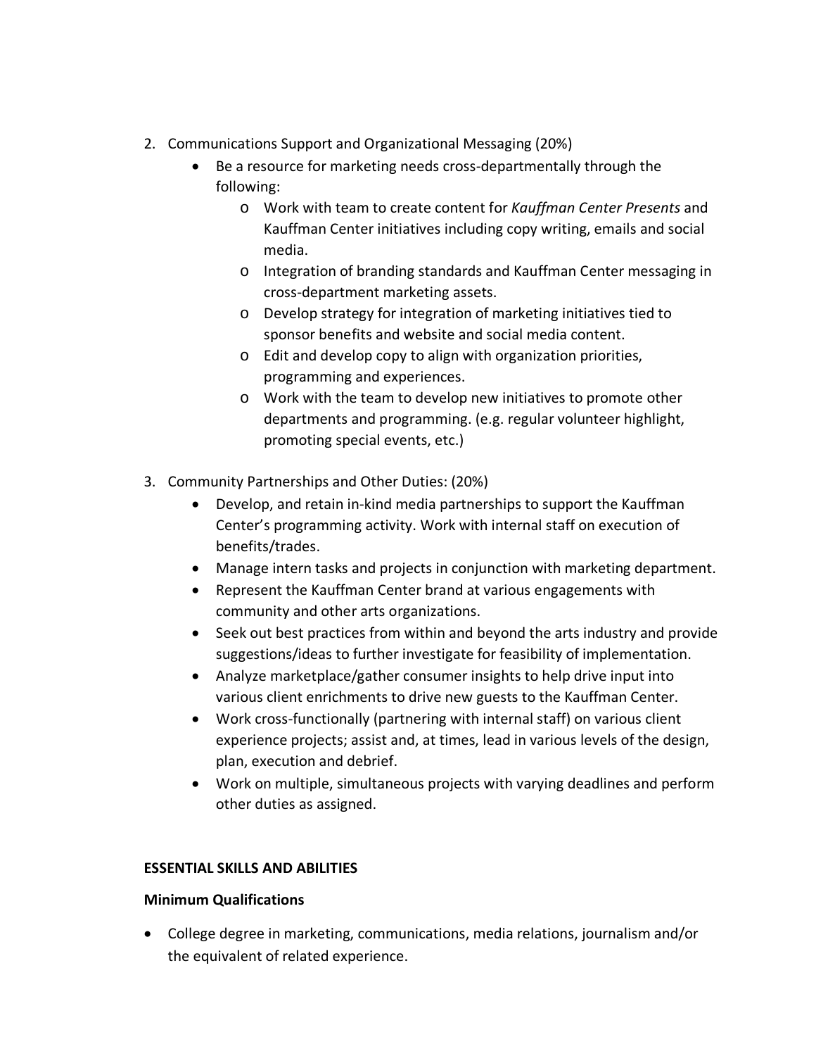2. Communications Support and Organizational Messaging (20%)
    - Be a resource for marketing needs cross-departmentally through the following:
        - Work with team to create content for *Kauffman Center Presents* and Kauffman Center initiatives including copy writing, emails and social media.
        - Integration of branding standards and Kauffman Center messaging in cross-department marketing assets.
        - Develop strategy for integration of marketing initiatives tied to sponsor benefits and website and social media content.
        - Edit and develop copy to align with organization priorities, programming and experiences.
        - Work with the team to develop new initiatives to promote other departments and programming. (e.g. regular volunteer highlight, promoting special events, etc.)

3. Community Partnerships and Other Duties: (20%)
    - Develop, and retain in-kind media partnerships to support the Kauffman Center's programming activity. Work with internal staff on execution of benefits/trades.
    - Manage intern tasks and projects in conjunction with marketing department.
    - Represent the Kauffman Center brand at various engagements with community and other arts organizations.
    - Seek out best practices from within and beyond the arts industry and provide suggestions/ideas to further investigate for feasibility of implementation.
    - Analyze marketplace/gather consumer insights to help drive input into various client enrichments to drive new guests to the Kauffman Center.
    - Work cross-functionally (partnering with internal staff) on various client experience projects; assist and, at times, lead in various levels of the design, plan, execution and debrief.
    - Work on multiple, simultaneous projects with varying deadlines and perform other duties as assigned.

**ESSENTIAL SKILLS AND ABILITIES**

**Minimum Qualifications**

- College degree in marketing, communications, media relations, journalism and/or the equivalent of related experience.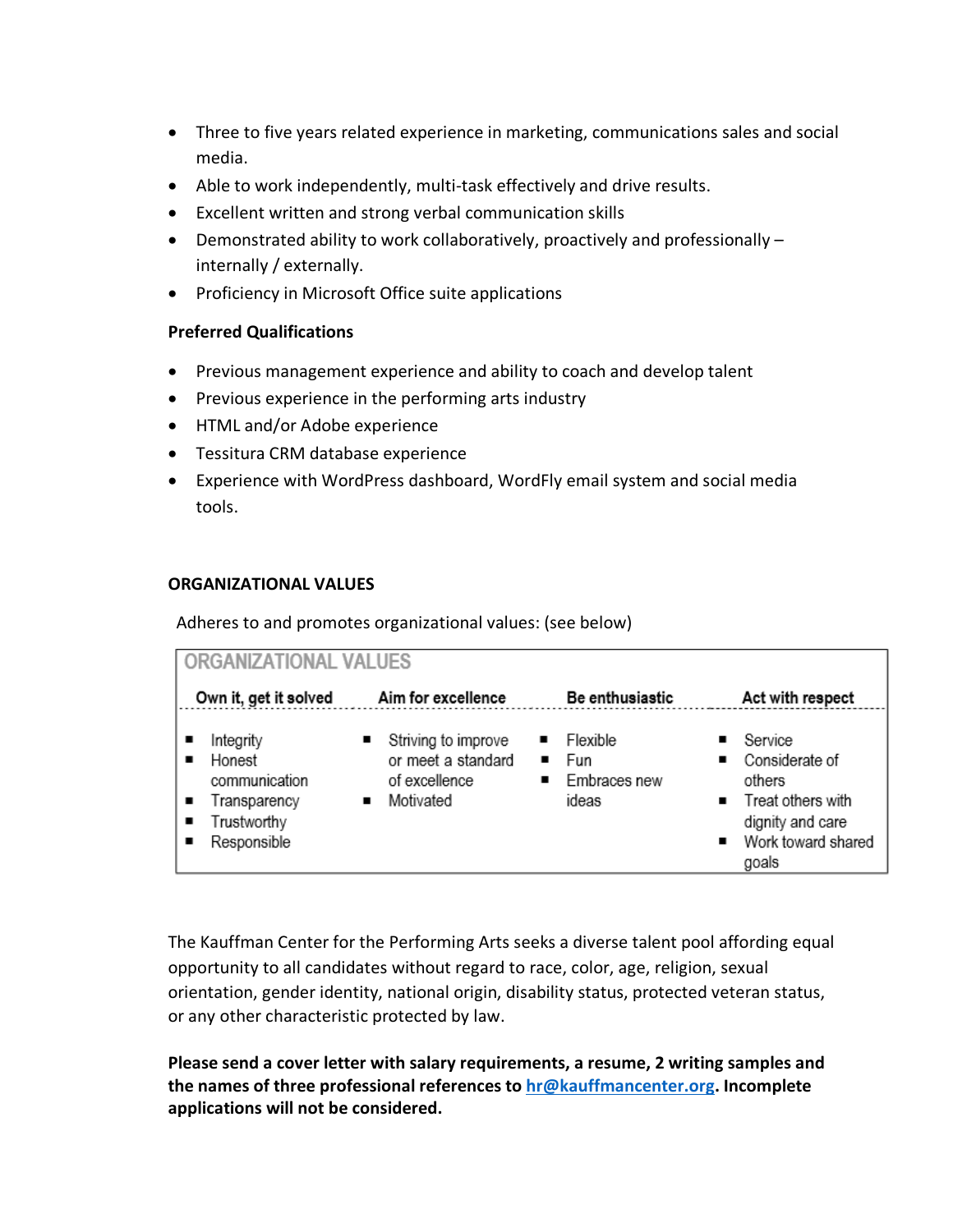- Three to five years related experience in marketing, communications sales and social media.
- Able to work independently, multi-task effectively and drive results.
- Excellent written and strong verbal communication skills
- Demonstrated ability to work collaboratively, proactively and professionally – internally / externally.
- Proficiency in Microsoft Office suite applications

**Preferred Qualifications**

- Previous management experience and ability to coach and develop talent
- Previous experience in the performing arts industry
- HTML and/or Adobe experience
- Tessitura CRM database experience
- Experience with WordPress dashboard, WordFly email system and social media tools.

**ORGANIZATIONAL VALUES**

Adheres to and promotes organizational values: (see below)

| ORGANIZATIONAL VALUES | | | |
|---|---|---|---|
| **Own it, get it solved** | **Aim for excellence** | **Be enthusiastic** | **Act with respect** |
| ▪ Integrity<br>▪ Honest communication<br>▪ Transparency<br>▪ Trustworthy<br>▪ Responsible | ▪ Striving to improve or meet a standard of excellence<br>▪ Motivated | ▪ Flexible<br>▪ Fun<br>▪ Embraces new ideas | ▪ Service<br>▪ Considerate of others<br>▪ Treat others with dignity and care<br>▪ Work toward shared goals |

The Kauffman Center for the Performing Arts seeks a diverse talent pool affording equal opportunity to all candidates without regard to race, color, age, religion, sexual orientation, gender identity, national origin, disability status, protected veteran status, or any other characteristic protected by law.

**Please send a cover letter with salary requirements, a resume, 2 writing samples and the names of three professional references to [hr@kauffmancenter.org](mailto:hr@kauffmancenter.org). Incomplete applications will not be considered.**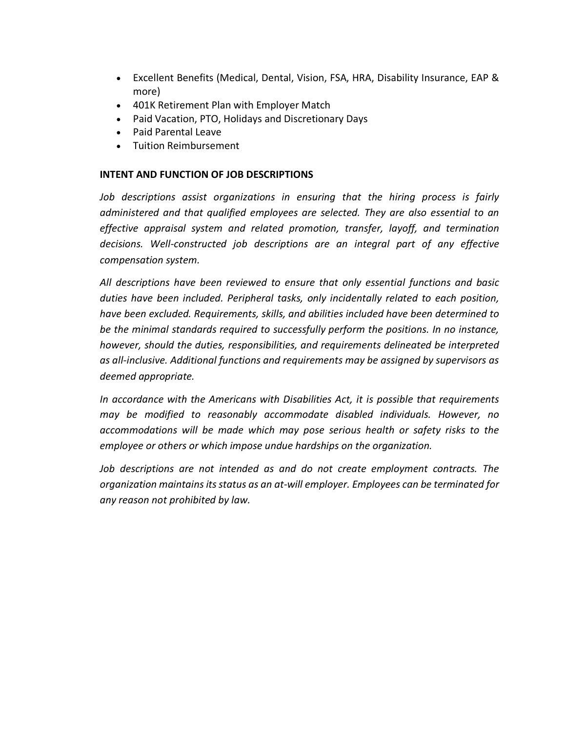- Excellent Benefits (Medical, Dental, Vision, FSA, HRA, Disability Insurance, EAP & more)
- 401K Retirement Plan with Employer Match
- Paid Vacation, PTO, Holidays and Discretionary Days
- Paid Parental Leave
- Tuition Reimbursement

**INTENT AND FUNCTION OF JOB DESCRIPTIONS**

*Job descriptions assist organizations in ensuring that the hiring process is fairly administered and that qualified employees are selected. They are also essential to an effective appraisal system and related promotion, transfer, layoff, and termination decisions. Well-constructed job descriptions are an integral part of any effective compensation system.*

*All descriptions have been reviewed to ensure that only essential functions and basic duties have been included. Peripheral tasks, only incidentally related to each position, have been excluded. Requirements, skills, and abilities included have been determined to be the minimal standards required to successfully perform the positions. In no instance, however, should the duties, responsibilities, and requirements delineated be interpreted as all-inclusive. Additional functions and requirements may be assigned by supervisors as deemed appropriate.*

*In accordance with the Americans with Disabilities Act, it is possible that requirements may be modified to reasonably accommodate disabled individuals. However, no accommodations will be made which may pose serious health or safety risks to the employee or others or which impose undue hardships on the organization.*

*Job descriptions are not intended as and do not create employment contracts. The organization maintains its status as an at-will employer. Employees can be terminated for any reason not prohibited by law.*